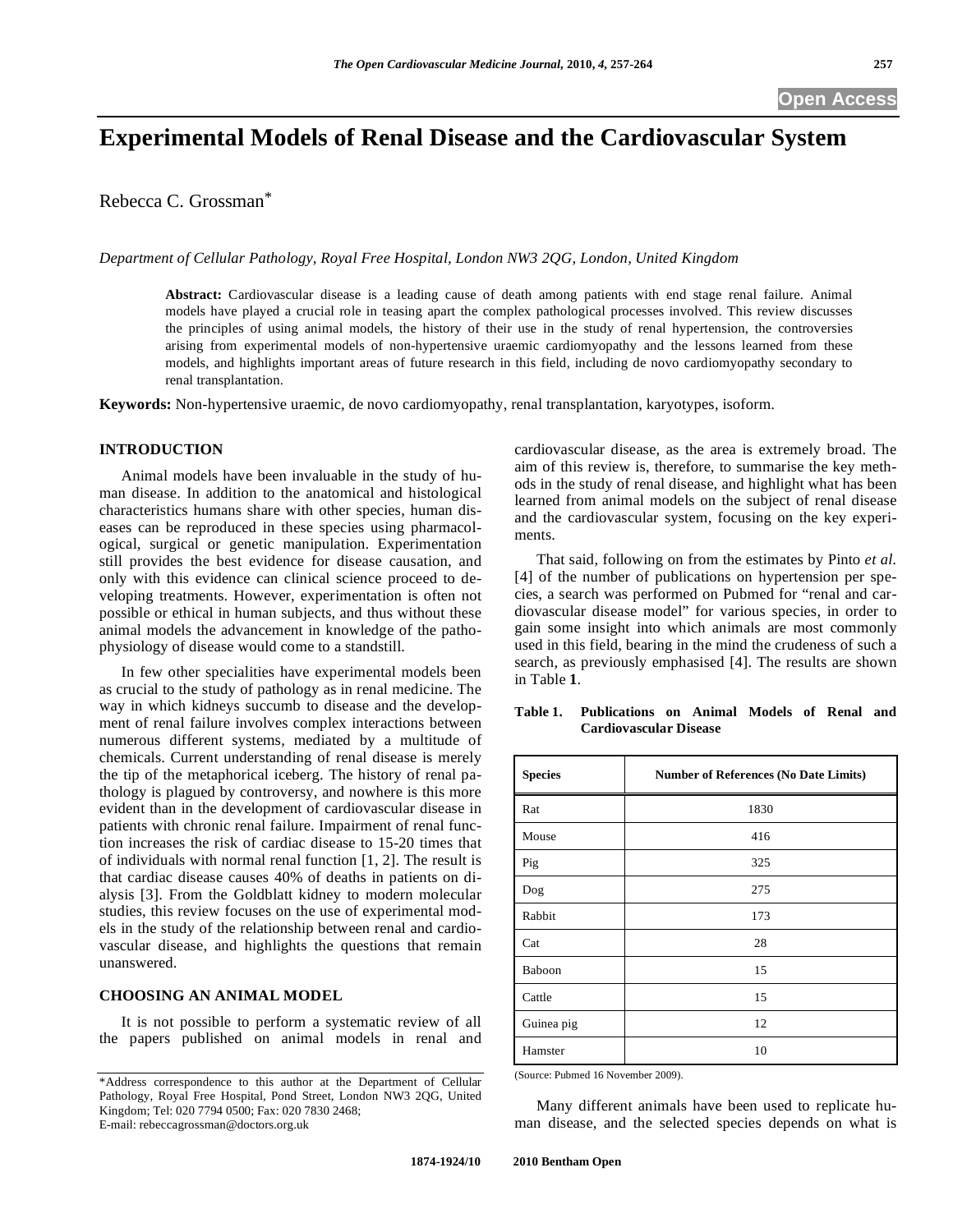# Experimental Models of Renal Disease and the Cardiovascular System

Rebecca C. Grossman*

*Department of Cellular Pathology, Royal Free Hospital, London NW3 2QG, London, United Kingdom*

**Abstract:** Cardiovascular disease is a leading cause of death among patients with end stage renal failure. Animal models have played a crucial role in teasing apart the complex pathological processes involved. This review discusses the principles of using animal models, the history of their use in the study of renal hypertension, the controversies arising from experimental models of non-hypertensive uraemic cardiomyopathy and the lessons learned from these models, and highlights important areas of future research in this field, including de novo cardiomyopathy secondary to renal transplantation.

**Keywords:** Non-hypertensive uraemic, de novo cardiomyopathy, renal transplantation, karyotypes, isoform.

## INTRODUCTION

Animal models have been invaluable in the study of human disease. In addition to the anatomical and histological characteristics humans share with other species, human diseases can be reproduced in these species using pharmacological, surgical or genetic manipulation. Experimentation still provides the best evidence for disease causation, and only with this evidence can clinical science proceed to developing treatments. However, experimentation is often not possible or ethical in human subjects, and thus without these animal models the advancement in knowledge of the pathophysiology of disease would come to a standstill.

In few other specialities have experimental models been as crucial to the study of pathology as in renal medicine. The way in which kidneys succumb to disease and the development of renal failure involves complex interactions between numerous different systems, mediated by a multitude of chemicals. Current understanding of renal disease is merely the tip of the metaphorical iceberg. The history of renal pathology is plagued by controversy, and nowhere is this more evident than in the development of cardiovascular disease in patients with chronic renal failure. Impairment of renal function increases the risk of cardiac disease to 15-20 times that of individuals with normal renal function [1, 2]. The result is that cardiac disease causes 40% of deaths in patients on dialysis [3]. From the Goldblatt kidney to modern molecular studies, this review focuses on the use of experimental models in the study of the relationship between renal and cardiovascular disease, and highlights the questions that remain unanswered.

## CHOOSING AN ANIMAL MODEL

It is not possible to perform a systematic review of all the papers published on animal models in renal and cardiovascular disease, as the area is extremely broad. The aim of this review is, therefore, to summarise the key methods in the study of renal disease, and highlight what has been learned from animal models on the subject of renal disease and the cardiovascular system, focusing on the key experiments.

That said, following on from the estimates by Pinto *et al.* [4] of the number of publications on hypertension per species, a search was performed on Pubmed for "renal and cardiovascular disease model" for various species, in order to gain some insight into which animals are most commonly used in this field, bearing in the mind the crudeness of such a search, as previously emphasised [4]. The results are shown in Table **1**.

**Table 1. Publications on Animal Models of Renal and Cardiovascular Disease**

| Species | Number of References (No Date Limits) |
|---|---|
| Rat | 1830 |
| Mouse | 416 |
| Pig | 325 |
| Dog | 275 |
| Rabbit | 173 |
| Cat | 28 |
| Baboon | 15 |
| Cattle | 15 |
| Guinea pig | 12 |
| Hamster | 10 |

(Source: Pubmed 16 November 2009).

Many different animals have been used to replicate human disease, and the selected species depends on what is

*Address correspondence to this author at the Department of Cellular Pathology, Royal Free Hospital, Pond Street, London NW3 2QG, United Kingdom; Tel: 020 7794 0500; Fax: 020 7830 2468; E-mail: rebeccagrossman@doctors.org.uk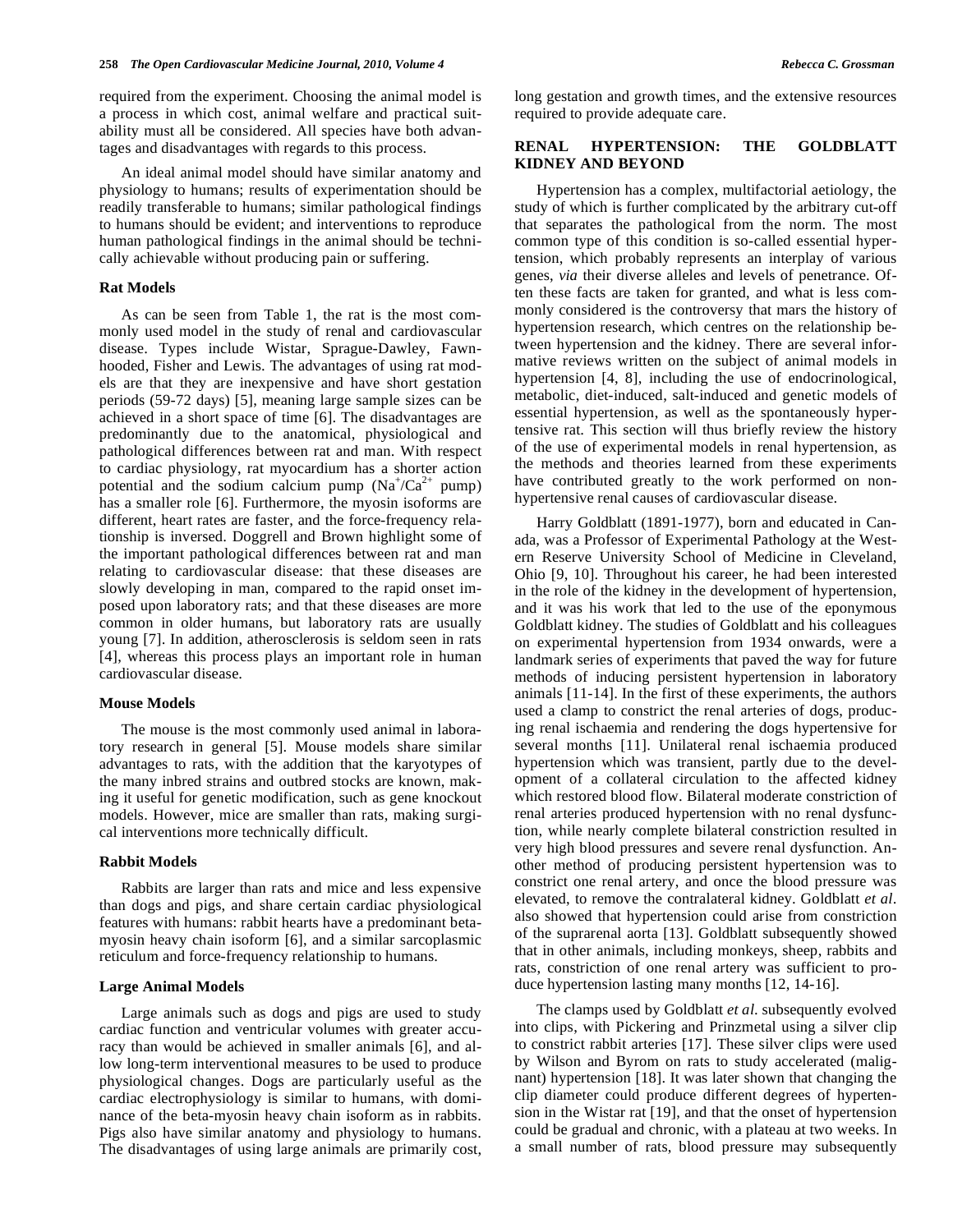required from the experiment. Choosing the animal model is a process in which cost, animal welfare and practical suitability must all be considered. All species have both advantages and disadvantages with regards to this process.

An ideal animal model should have similar anatomy and physiology to humans; results of experimentation should be readily transferable to humans; similar pathological findings to humans should be evident; and interventions to reproduce human pathological findings in the animal should be technically achievable without producing pain or suffering.

### Rat Models

As can be seen from Table 1, the rat is the most commonly used model in the study of renal and cardiovascular disease. Types include Wistar, Sprague-Dawley, Fawn-hooded, Fisher and Lewis. The advantages of using rat models are that they are inexpensive and have short gestation periods (59-72 days) [5], meaning large sample sizes can be achieved in a short space of time [6]. The disadvantages are predominantly due to the anatomical, physiological and pathological differences between rat and man. With respect to cardiac physiology, rat myocardium has a shorter action potential and the sodium calcium pump ($Na^{+}/Ca^{2+}$ pump) has a smaller role [6]. Furthermore, the myosin isoforms are different, heart rates are faster, and the force-frequency relationship is inversed. Doggrell and Brown highlight some of the important pathological differences between rat and man relating to cardiovascular disease: that these diseases are slowly developing in man, compared to the rapid onset imposed upon laboratory rats; and that these diseases are more common in older humans, but laboratory rats are usually young [7]. In addition, atherosclerosis is seldom seen in rats [4], whereas this process plays an important role in human cardiovascular disease.

### Mouse Models

The mouse is the most commonly used animal in laboratory research in general [5]. Mouse models share similar advantages to rats, with the addition that the karyotypes of the many inbred strains and outbred stocks are known, making it useful for genetic modification, such as gene knockout models. However, mice are smaller than rats, making surgical interventions more technically difficult.

### Rabbit Models

Rabbits are larger than rats and mice and less expensive than dogs and pigs, and share certain cardiac physiological features with humans: rabbit hearts have a predominant beta-myosin heavy chain isoform [6], and a similar sarcoplasmic reticulum and force-frequency relationship to humans.

### Large Animal Models

Large animals such as dogs and pigs are used to study cardiac function and ventricular volumes with greater accuracy than would be achieved in smaller animals [6], and allow long-term interventional measures to be used to produce physiological changes. Dogs are particularly useful as the cardiac electrophysiology is similar to humans, with dominance of the beta-myosin heavy chain isoform as in rabbits. Pigs also have similar anatomy and physiology to humans. The disadvantages of using large animals are primarily cost, long gestation and growth times, and the extensive resources required to provide adequate care.

## RENAL HYPERTENSION: THE GOLDBLATT KIDNEY AND BEYOND

Hypertension has a complex, multifactorial aetiology, the study of which is further complicated by the arbitrary cut-off that separates the pathological from the norm. The most common type of this condition is so-called essential hypertension, which probably represents an interplay of various genes, *via* their diverse alleles and levels of penetrance. Often these facts are taken for granted, and what is less commonly considered is the controversy that mars the history of hypertension research, which centres on the relationship between hypertension and the kidney. There are several informative reviews written on the subject of animal models in hypertension [4, 8], including the use of endocrinological, metabolic, diet-induced, salt-induced and genetic models of essential hypertension, as well as the spontaneously hypertensive rat. This section will thus briefly review the history of the use of experimental models in renal hypertension, as the methods and theories learned from these experiments have contributed greatly to the work performed on non-hypertensive renal causes of cardiovascular disease.

Harry Goldblatt (1891-1977), born and educated in Canada, was a Professor of Experimental Pathology at the Western Reserve University School of Medicine in Cleveland, Ohio [9, 10]. Throughout his career, he had been interested in the role of the kidney in the development of hypertension, and it was his work that led to the use of the eponymous Goldblatt kidney. The studies of Goldblatt and his colleagues on experimental hypertension from 1934 onwards, were a landmark series of experiments that paved the way for future methods of inducing persistent hypertension in laboratory animals [11-14]. In the first of these experiments, the authors used a clamp to constrict the renal arteries of dogs, producing renal ischaemia and rendering the dogs hypertensive for several months [11]. Unilateral renal ischaemia produced hypertension which was transient, partly due to the development of a collateral circulation to the affected kidney which restored blood flow. Bilateral moderate constriction of renal arteries produced hypertension with no renal dysfunction, while nearly complete bilateral constriction resulted in very high blood pressures and severe renal dysfunction. Another method of producing persistent hypertension was to constrict one renal artery, and once the blood pressure was elevated, to remove the contralateral kidney. Goldblatt *et al*. also showed that hypertension could arise from constriction of the suprarenal aorta [13]. Goldblatt subsequently showed that in other animals, including monkeys, sheep, rabbits and rats, constriction of one renal artery was sufficient to produce hypertension lasting many months [12, 14-16].

The clamps used by Goldblatt *et al*. subsequently evolved into clips, with Pickering and Prinzmetal using a silver clip to constrict rabbit arteries [17]. These silver clips were used by Wilson and Byrom on rats to study accelerated (malignant) hypertension [18]. It was later shown that changing the clip diameter could produce different degrees of hypertension in the Wistar rat [19], and that the onset of hypertension could be gradual and chronic, with a plateau at two weeks. In a small number of rats, blood pressure may subsequently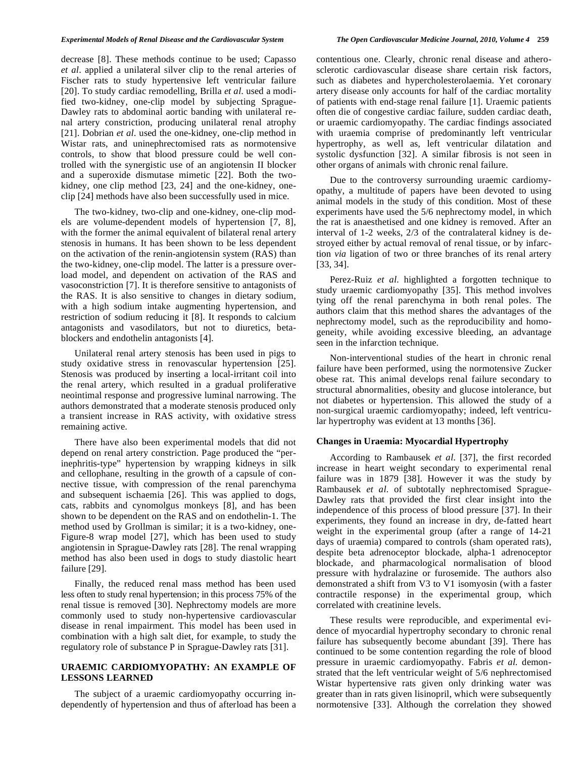decrease [8]. These methods continue to be used; Capasso *et al*. applied a unilateral silver clip to the renal arteries of Fischer rats to study hypertensive left ventricular failure [20]. To study cardiac remodelling, Brilla *et al*. used a modified two-kidney, one-clip model by subjecting Sprague-Dawley rats to abdominal aortic banding with unilateral renal artery constriction, producing unilateral renal atrophy [21]. Dobrian *et al*. used the one-kidney, one-clip method in Wistar rats, and uninephrectomised rats as normotensive controls, to show that blood pressure could be well controlled with the synergistic use of an angiotensin II blocker and a superoxide dismutase mimetic [22]. Both the two-kidney, one clip method [23, 24] and the one-kidney, one-clip [24] methods have also been successfully used in mice.

The two-kidney, two-clip and one-kidney, one-clip models are volume-dependent models of hypertension [7, 8], with the former the animal equivalent of bilateral renal artery stenosis in humans. It has been shown to be less dependent on the activation of the renin-angiotensin system (RAS) than the two-kidney, one-clip model. The latter is a pressure overload model, and dependent on activation of the RAS and vasoconstriction [7]. It is therefore sensitive to antagonists of the RAS. It is also sensitive to changes in dietary sodium, with a high sodium intake augmenting hypertension, and restriction of sodium reducing it [8]. It responds to calcium antagonists and vasodilators, but not to diuretics, beta-blockers and endothelin antagonists [4].

Unilateral renal artery stenosis has been used in pigs to study oxidative stress in renovascular hypertension [25]. Stenosis was produced by inserting a local-irritant coil into the renal artery, which resulted in a gradual proliferative neointimal response and progressive luminal narrowing. The authors demonstrated that a moderate stenosis produced only a transient increase in RAS activity, with oxidative stress remaining active.

There have also been experimental models that did not depend on renal artery constriction. Page produced the "perinephritis-type" hypertension by wrapping kidneys in silk and cellophane, resulting in the growth of a capsule of connective tissue, with compression of the renal parenchyma and subsequent ischaemia [26]. This was applied to dogs, cats, rabbits and cynomolgus monkeys [8], and has been shown to be dependent on the RAS and on endothelin-1. The method used by Grollman is similar; it is a two-kidney, one-Figure-8 wrap model [27], which has been used to study angiotensin in Sprague-Dawley rats [28]. The renal wrapping method has also been used in dogs to study diastolic heart failure [29].

Finally, the reduced renal mass method has been used less often to study renal hypertension; in this process 75% of the renal tissue is removed [30]. Nephrectomy models are more commonly used to study non-hypertensive cardiovascular disease in renal impairment. This model has been used in combination with a high salt diet, for example, to study the regulatory role of substance P in Sprague-Dawley rats [31].

## URAEMIC CARDIOMYOPATHY: AN EXAMPLE OF LESSONS LEARNED

The subject of a uraemic cardiomyopathy occurring independently of hypertension and thus of afterload has been a contentious one. Clearly, chronic renal disease and atherosclerotic cardiovascular disease share certain risk factors, such as diabetes and hypercholesterolaemia. Yet coronary artery disease only accounts for half of the cardiac mortality of patients with end-stage renal failure [1]. Uraemic patients often die of congestive cardiac failure, sudden cardiac death, or uraemic cardiomyopathy. The cardiac findings associated with uraemia comprise of predominantly left ventricular hypertrophy, as well as, left ventricular dilatation and systolic dysfunction [32]. A similar fibrosis is not seen in other organs of animals with chronic renal failure.

Due to the controversy surrounding uraemic cardiomyopathy, a multitude of papers have been devoted to using animal models in the study of this condition. Most of these experiments have used the 5/6 nephrectomy model, in which the rat is anaesthetised and one kidney is removed. After an interval of 1-2 weeks, 2/3 of the contralateral kidney is destroyed either by actual removal of renal tissue, or by infarction *via* ligation of two or three branches of its renal artery [33, 34].

Perez-Ruiz *et al*. highlighted a forgotten technique to study uraemic cardiomyopathy [35]. This method involves tying off the renal parenchyma in both renal poles. The authors claim that this method shares the advantages of the nephrectomy model, such as the reproducibility and homogeneity, while avoiding excessive bleeding, an advantage seen in the infarction technique.

Non-interventional studies of the heart in chronic renal failure have been performed, using the normotensive Zucker obese rat. This animal develops renal failure secondary to structural abnormalities, obesity and glucose intolerance, but not diabetes or hypertension. This allowed the study of a non-surgical uraemic cardiomyopathy; indeed, left ventricular hypertrophy was evident at 13 months [36].

### Changes in Uraemia: Myocardial Hypertrophy

According to Rambausek *et al*. [37], the first recorded increase in heart weight secondary to experimental renal failure was in 1879 [38]. However it was the study by Rambausek *et al*. of subtotally nephrectomised Sprague-Dawley rats that provided the first clear insight into the independence of this process of blood pressure [37]. In their experiments, they found an increase in dry, de-fatted heart weight in the experimental group (after a range of 14-21 days of uraemia) compared to controls (sham operated rats), despite beta adrenoceptor blockade, alpha-1 adrenoceptor blockade, and pharmacological normalisation of blood pressure with hydralazine or furosemide. The authors also demonstrated a shift from V3 to V1 isomyosin (with a faster contractile response) in the experimental group, which correlated with creatinine levels.

These results were reproducible, and experimental evidence of myocardial hypertrophy secondary to chronic renal failure has subsequently become abundant [39]. There has continued to be some contention regarding the role of blood pressure in uraemic cardiomyopathy. Fabris *et al*. demonstrated that the left ventricular weight of 5/6 nephrectomised Wistar hypertensive rats given only drinking water was greater than in rats given lisinopril, which were subsequently normotensive [33]. Although the correlation they showed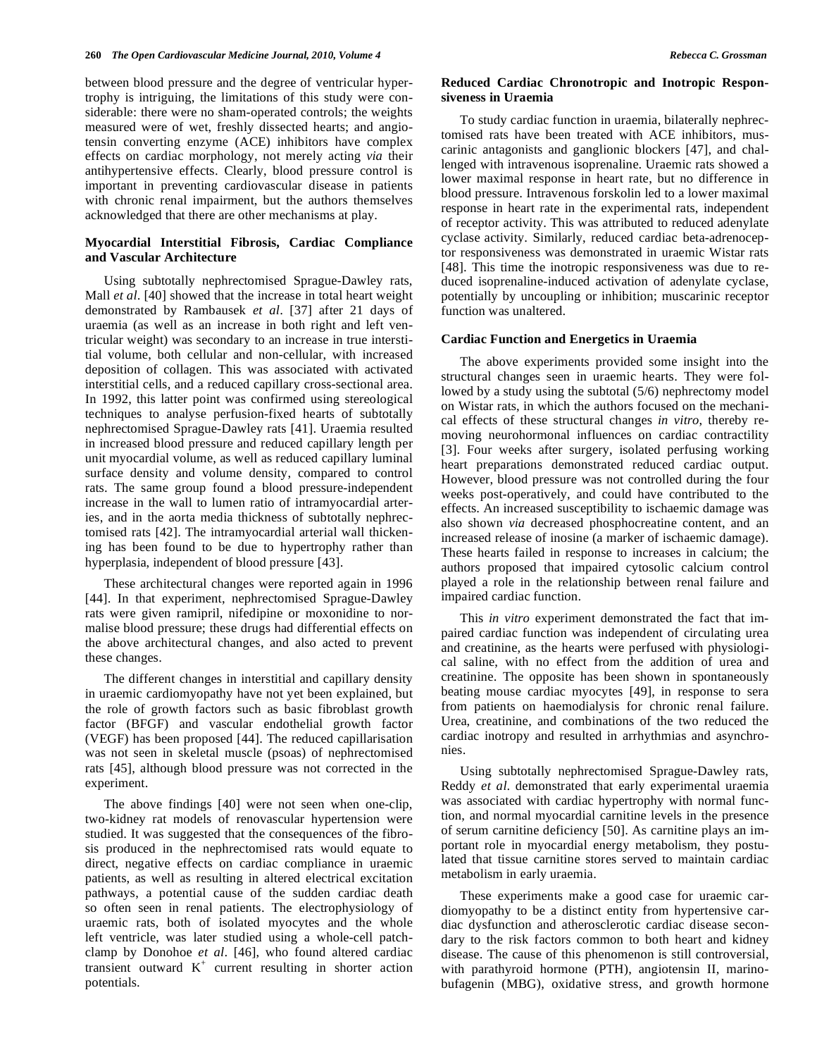between blood pressure and the degree of ventricular hypertrophy is intriguing, the limitations of this study were considerable: there were no sham-operated controls; the weights measured were of wet, freshly dissected hearts; and angiotensin converting enzyme (ACE) inhibitors have complex effects on cardiac morphology, not merely acting *via* their antihypertensive effects. Clearly, blood pressure control is important in preventing cardiovascular disease in patients with chronic renal impairment, but the authors themselves acknowledged that there are other mechanisms at play.

### Myocardial Interstitial Fibrosis, Cardiac Compliance and Vascular Architecture

Using subtotally nephrectomised Sprague-Dawley rats, Mall *et al*. [40] showed that the increase in total heart weight demonstrated by Rambausek *et al*. [37] after 21 days of uraemia (as well as an increase in both right and left ventricular weight) was secondary to an increase in true interstitial volume, both cellular and non-cellular, with increased deposition of collagen. This was associated with activated interstitial cells, and a reduced capillary cross-sectional area. In 1992, this latter point was confirmed using stereological techniques to analyse perfusion-fixed hearts of subtotally nephrectomised Sprague-Dawley rats [41]. Uraemia resulted in increased blood pressure and reduced capillary length per unit myocardial volume, as well as reduced capillary luminal surface density and volume density, compared to control rats. The same group found a blood pressure-independent increase in the wall to lumen ratio of intramyocardial arteries, and in the aorta media thickness of subtotally nephrectomised rats [42]. The intramyocardial arterial wall thickening has been found to be due to hypertrophy rather than hyperplasia, independent of blood pressure [43].

These architectural changes were reported again in 1996 [44]. In that experiment, nephrectomised Sprague-Dawley rats were given ramipril, nifedipine or moxonidine to normalise blood pressure; these drugs had differential effects on the above architectural changes, and also acted to prevent these changes.

The different changes in interstitial and capillary density in uraemic cardiomyopathy have not yet been explained, but the role of growth factors such as basic fibroblast growth factor (BFGF) and vascular endothelial growth factor (VEGF) has been proposed [44]. The reduced capillarisation was not seen in skeletal muscle (psoas) of nephrectomised rats [45], although blood pressure was not corrected in the experiment.

The above findings [40] were not seen when one-clip, two-kidney rat models of renovascular hypertension were studied. It was suggested that the consequences of the fibrosis produced in the nephrectomised rats would equate to direct, negative effects on cardiac compliance in uraemic patients, as well as resulting in altered electrical excitation pathways, a potential cause of the sudden cardiac death so often seen in renal patients. The electrophysiology of uraemic rats, both of isolated myocytes and the whole left ventricle, was later studied using a whole-cell patch-clamp by Donohoe *et al*. [46], who found altered cardiac transient outward $K^+$ current resulting in shorter action potentials.

### Reduced Cardiac Chronotropic and Inotropic Responsiveness in Uraemia

To study cardiac function in uraemia, bilaterally nephrectomised rats have been treated with ACE inhibitors, muscarinic antagonists and ganglionic blockers [47], and challenged with intravenous isoprenaline. Uraemic rats showed a lower maximal response in heart rate, but no difference in blood pressure. Intravenous forskolin led to a lower maximal response in heart rate in the experimental rats, independent of receptor activity. This was attributed to reduced adenylate cyclase activity. Similarly, reduced cardiac beta-adrenoceptor responsiveness was demonstrated in uraemic Wistar rats [48]. This time the inotropic responsiveness was due to reduced isoprenaline-induced activation of adenylate cyclase, potentially by uncoupling or inhibition; muscarinic receptor function was unaltered.

### Cardiac Function and Energetics in Uraemia

The above experiments provided some insight into the structural changes seen in uraemic hearts. They were followed by a study using the subtotal (5/6) nephrectomy model on Wistar rats, in which the authors focused on the mechanical effects of these structural changes *in vitro*, thereby removing neurohormonal influences on cardiac contractility [3]. Four weeks after surgery, isolated perfusing working heart preparations demonstrated reduced cardiac output. However, blood pressure was not controlled during the four weeks post-operatively, and could have contributed to the effects. An increased susceptibility to ischaemic damage was also shown *via* decreased phosphocreatine content, and an increased release of inosine (a marker of ischaemic damage). These hearts failed in response to increases in calcium; the authors proposed that impaired cytosolic calcium control played a role in the relationship between renal failure and impaired cardiac function.

This *in vitro* experiment demonstrated the fact that impaired cardiac function was independent of circulating urea and creatinine, as the hearts were perfused with physiological saline, with no effect from the addition of urea and creatinine. The opposite has been shown in spontaneously beating mouse cardiac myocytes [49], in response to sera from patients on haemodialysis for chronic renal failure. Urea, creatinine, and combinations of the two reduced the cardiac inotropy and resulted in arrhythmias and asynchronies.

Using subtotally nephrectomised Sprague-Dawley rats, Reddy *et al*. demonstrated that early experimental uraemia was associated with cardiac hypertrophy with normal function, and normal myocardial carnitine levels in the presence of serum carnitine deficiency [50]. As carnitine plays an important role in myocardial energy metabolism, they postulated that tissue carnitine stores served to maintain cardiac metabolism in early uraemia.

These experiments make a good case for uraemic cardiomyopathy to be a distinct entity from hypertensive cardiac dysfunction and atherosclerotic cardiac disease secondary to the risk factors common to both heart and kidney disease. The cause of this phenomenon is still controversial, with parathyroid hormone (PTH), angiotensin II, marinobufagenin (MBG), oxidative stress, and growth hormone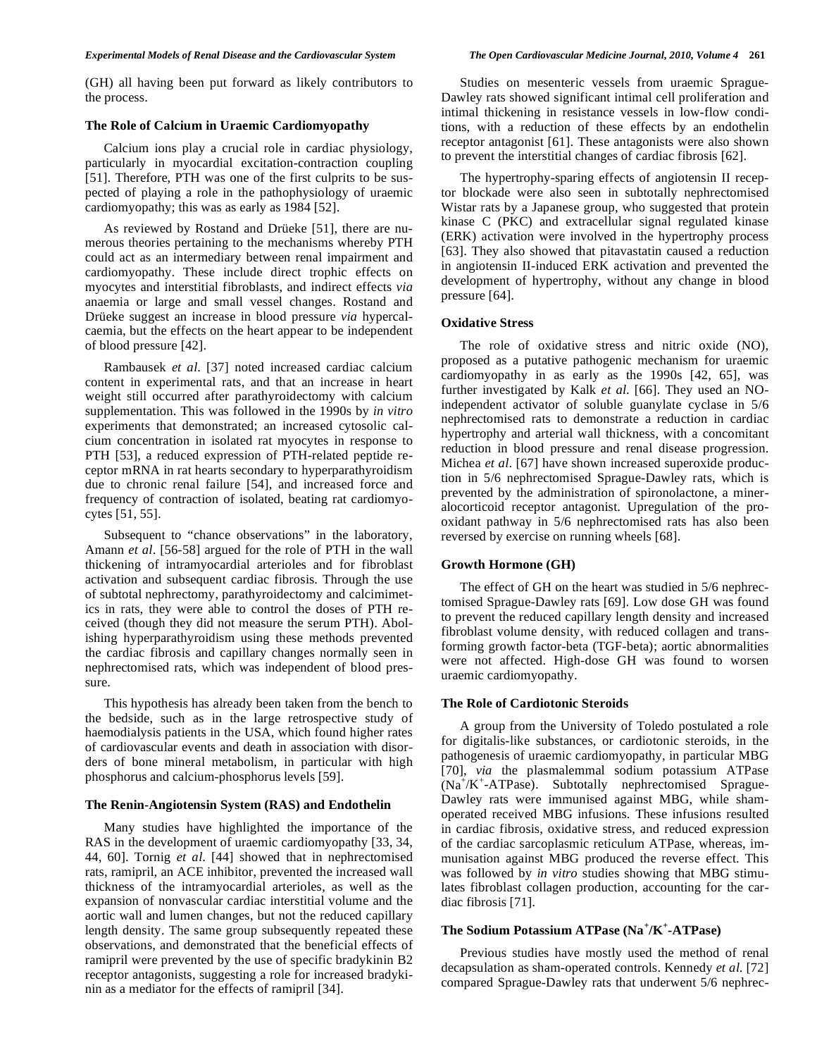(GH) all having been put forward as likely contributors to the process.

### The Role of Calcium in Uraemic Cardiomyopathy

Calcium ions play a crucial role in cardiac physiology, particularly in myocardial excitation-contraction coupling [51]. Therefore, PTH was one of the first culprits to be suspected of playing a role in the pathophysiology of uraemic cardiomyopathy; this was as early as 1984 [52].

As reviewed by Rostand and Drüeke [51], there are numerous theories pertaining to the mechanisms whereby PTH could act as an intermediary between renal impairment and cardiomyopathy. These include direct trophic effects on myocytes and interstitial fibroblasts, and indirect effects *via* anaemia or large and small vessel changes. Rostand and Drüeke suggest an increase in blood pressure *via* hypercalcaemia, but the effects on the heart appear to be independent of blood pressure [42].

Rambausek *et al.* [37] noted increased cardiac calcium content in experimental rats, and that an increase in heart weight still occurred after parathyroidectomy with calcium supplementation. This was followed in the 1990s by *in vitro* experiments that demonstrated; an increased cytosolic calcium concentration in isolated rat myocytes in response to PTH [53], a reduced expression of PTH-related peptide receptor mRNA in rat hearts secondary to hyperparathyroidism due to chronic renal failure [54], and increased force and frequency of contraction of isolated, beating rat cardiomyocytes [51, 55].

Subsequent to "chance observations" in the laboratory, Amann *et al*. [56-58] argued for the role of PTH in the wall thickening of intramyocardial arterioles and for fibroblast activation and subsequent cardiac fibrosis. Through the use of subtotal nephrectomy, parathyroidectomy and calcimimetics in rats, they were able to control the doses of PTH received (though they did not measure the serum PTH). Abolishing hyperparathyroidism using these methods prevented the cardiac fibrosis and capillary changes normally seen in nephrectomised rats, which was independent of blood pressure.

This hypothesis has already been taken from the bench to the bedside, such as in the large retrospective study of haemodialysis patients in the USA, which found higher rates of cardiovascular events and death in association with disorders of bone mineral metabolism, in particular with high phosphorus and calcium-phosphorus levels [59].

### The Renin-Angiotensin System (RAS) and Endothelin

Many studies have highlighted the importance of the RAS in the development of uraemic cardiomyopathy [33, 34, 44, 60]. Tornig *et al.* [44] showed that in nephrectomised rats, ramipril, an ACE inhibitor, prevented the increased wall thickness of the intramyocardial arterioles, as well as the expansion of nonvascular cardiac interstitial volume and the aortic wall and lumen changes, but not the reduced capillary length density. The same group subsequently repeated these observations, and demonstrated that the beneficial effects of ramipril were prevented by the use of specific bradykinin B2 receptor antagonists, suggesting a role for increased bradykinin as a mediator for the effects of ramipril [34].

Studies on mesenteric vessels from uraemic Sprague-Dawley rats showed significant intimal cell proliferation and intimal thickening in resistance vessels in low-flow conditions, with a reduction of these effects by an endothelin receptor antagonist [61]. These antagonists were also shown to prevent the interstitial changes of cardiac fibrosis [62].

The hypertrophy-sparing effects of angiotensin II receptor blockade were also seen in subtotally nephrectomised Wistar rats by a Japanese group, who suggested that protein kinase C (PKC) and extracellular signal regulated kinase (ERK) activation were involved in the hypertrophy process [63]. They also showed that pitavastatin caused a reduction in angiotensin II-induced ERK activation and prevented the development of hypertrophy, without any change in blood pressure [64].

### Oxidative Stress

The role of oxidative stress and nitric oxide (NO), proposed as a putative pathogenic mechanism for uraemic cardiomyopathy in as early as the 1990s [42, 65], was further investigated by Kalk *et al.* [66]. They used an NO-independent activator of soluble guanylate cyclase in 5/6 nephrectomised rats to demonstrate a reduction in cardiac hypertrophy and arterial wall thickness, with a concomitant reduction in blood pressure and renal disease progression. Michea *et al*. [67] have shown increased superoxide production in 5/6 nephrectomised Sprague-Dawley rats, which is prevented by the administration of spironolactone, a mineralocorticoid receptor antagonist. Upregulation of the pro-oxidant pathway in 5/6 nephrectomised rats has also been reversed by exercise on running wheels [68].

### Growth Hormone (GH)

The effect of GH on the heart was studied in 5/6 nephrectomised Sprague-Dawley rats [69]. Low dose GH was found to prevent the reduced capillary length density and increased fibroblast volume density, with reduced collagen and transforming growth factor-beta (TGF-beta); aortic abnormalities were not affected. High-dose GH was found to worsen uraemic cardiomyopathy.

### The Role of Cardiotonic Steroids

A group from the University of Toledo postulated a role for digitalis-like substances, or cardiotonic steroids, in the pathogenesis of uraemic cardiomyopathy, in particular MBG [70], *via* the plasmalemmal sodium potassium ATPase ($Na^+/K^+$-ATPase). Subtotally nephrectomised Sprague-Dawley rats were immunised against MBG, while sham-operated received MBG infusions. These infusions resulted in cardiac fibrosis, oxidative stress, and reduced expression of the cardiac sarcoplasmic reticulum ATPase, whereas, immunisation against MBG produced the reverse effect. This was followed by *in vitro* studies showing that MBG stimulates fibroblast collagen production, accounting for the cardiac fibrosis [71].

### The Sodium Potassium ATPase ($Na^+/K^+$-ATPase)

Previous studies have mostly used the method of renal decapsulation as sham-operated controls. Kennedy *et al.* [72] compared Sprague-Dawley rats that underwent 5/6 nephrec-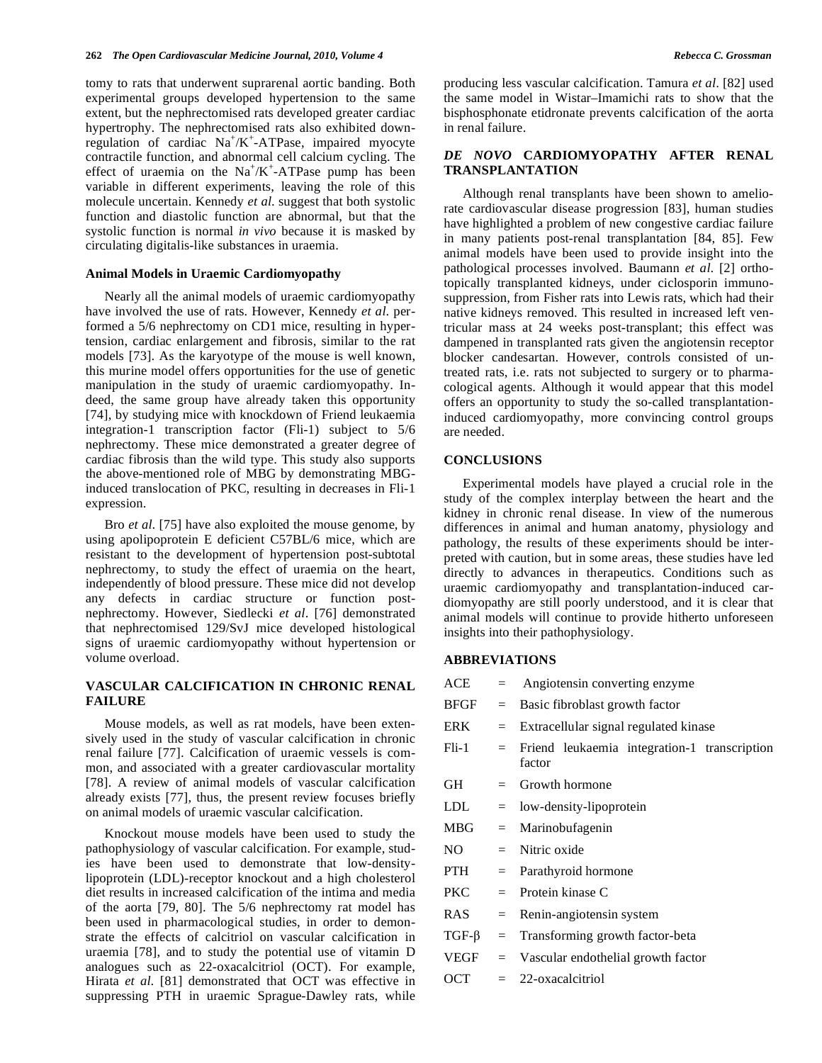tomy to rats that underwent suprarenal aortic banding. Both experimental groups developed hypertension to the same extent, but the nephrectomised rats developed greater cardiac hypertrophy. The nephrectomised rats also exhibited down-regulation of cardiac $Na^+/K^+$-ATPase, impaired myocyte contractile function, and abnormal cell calcium cycling. The effect of uraemia on the $Na^+/K^+$-ATPase pump has been variable in different experiments, leaving the role of this molecule uncertain. Kennedy *et al.* suggest that both systolic function and diastolic function are abnormal, but that the systolic function is normal *in vivo* because it is masked by circulating digitalis-like substances in uraemia.

### Animal Models in Uraemic Cardiomyopathy

Nearly all the animal models of uraemic cardiomyopathy have involved the use of rats. However, Kennedy *et al.* performed a 5/6 nephrectomy on CD1 mice, resulting in hypertension, cardiac enlargement and fibrosis, similar to the rat models [73]. As the karyotype of the mouse is well known, this murine model offers opportunities for the use of genetic manipulation in the study of uraemic cardiomyopathy. Indeed, the same group have already taken this opportunity [74], by studying mice with knockdown of Friend leukaemia integration-1 transcription factor (Fli-1) subject to 5/6 nephrectomy. These mice demonstrated a greater degree of cardiac fibrosis than the wild type. This study also supports the above-mentioned role of MBG by demonstrating MBG-induced translocation of PKC, resulting in decreases in Fli-1 expression.

Bro *et al.* [75] have also exploited the mouse genome, by using apolipoprotein E deficient C57BL/6 mice, which are resistant to the development of hypertension post-subtotal nephrectomy, to study the effect of uraemia on the heart, independently of blood pressure. These mice did not develop any defects in cardiac structure or function post-nephrectomy. However, Siedlecki *et al*. [76] demonstrated that nephrectomised 129/SvJ mice developed histological signs of uraemic cardiomyopathy without hypertension or volume overload.

## VASCULAR CALCIFICATION IN CHRONIC RENAL FAILURE

Mouse models, as well as rat models, have been extensively used in the study of vascular calcification in chronic renal failure [77]. Calcification of uraemic vessels is common, and associated with a greater cardiovascular mortality [78]. A review of animal models of vascular calcification already exists [77], thus, the present review focuses briefly on animal models of uraemic vascular calcification.

Knockout mouse models have been used to study the pathophysiology of vascular calcification. For example, studies have been used to demonstrate that low-density-lipoprotein (LDL)-receptor knockout and a high cholesterol diet results in increased calcification of the intima and media of the aorta [79, 80]. The 5/6 nephrectomy rat model has been used in pharmacological studies, in order to demonstrate the effects of calcitriol on vascular calcification in uraemia [78], and to study the potential use of vitamin D analogues such as 22-oxacalcitriol (OCT). For example, Hirata *et al.* [81] demonstrated that OCT was effective in suppressing PTH in uraemic Sprague-Dawley rats, while producing less vascular calcification. Tamura *et al*. [82] used the same model in Wistar–Imamichi rats to show that the bisphosphonate etidronate prevents calcification of the aorta in renal failure.

## *DE NOVO* CARDIOMYOPATHY AFTER RENAL TRANSPLANTATION

Although renal transplants have been shown to ameliorate cardiovascular disease progression [83], human studies have highlighted a problem of new congestive cardiac failure in many patients post-renal transplantation [84, 85]. Few animal models have been used to provide insight into the pathological processes involved. Baumann *et al.* [2] orthotopically transplanted kidneys, under ciclosporin immunosuppression, from Fisher rats into Lewis rats, which had their native kidneys removed. This resulted in increased left ventricular mass at 24 weeks post-transplant; this effect was dampened in transplanted rats given the angiotensin receptor blocker candesartan. However, controls consisted of untreated rats, i.e. rats not subjected to surgery or to pharmacological agents. Although it would appear that this model offers an opportunity to study the so-called transplantation-induced cardiomyopathy, more convincing control groups are needed.

## CONCLUSIONS

Experimental models have played a crucial role in the study of the complex interplay between the heart and the kidney in chronic renal disease. In view of the numerous differences in animal and human anatomy, physiology and pathology, the results of these experiments should be interpreted with caution, but in some areas, these studies have led directly to advances in therapeutics. Conditions such as uraemic cardiomyopathy and transplantation-induced cardiomyopathy are still poorly understood, and it is clear that animal models will continue to provide hitherto unforeseen insights into their pathophysiology.

## ABBREVIATIONS

| | | |
|---|---|---|
| ACE | = | Angiotensin converting enzyme |
| BFGF | = | Basic fibroblast growth factor |
| ERK | = | Extracellular signal regulated kinase |
| Fli-1 | = | Friend leukaemia integration-1 transcription factor |
| GH | = | Growth hormone |
| LDL | = | low-density-lipoprotein |
| MBG | = | Marinobufagenin |
| NO | = | Nitric oxide |
| PTH | = | Parathyroid hormone |
| PKC | = | Protein kinase C |
| RAS | = | Renin-angiotensin system |
| TGF-β | = | Transforming growth factor-beta |
| VEGF | = | Vascular endothelial growth factor |
| OCT | = | 22-oxacalcitriol |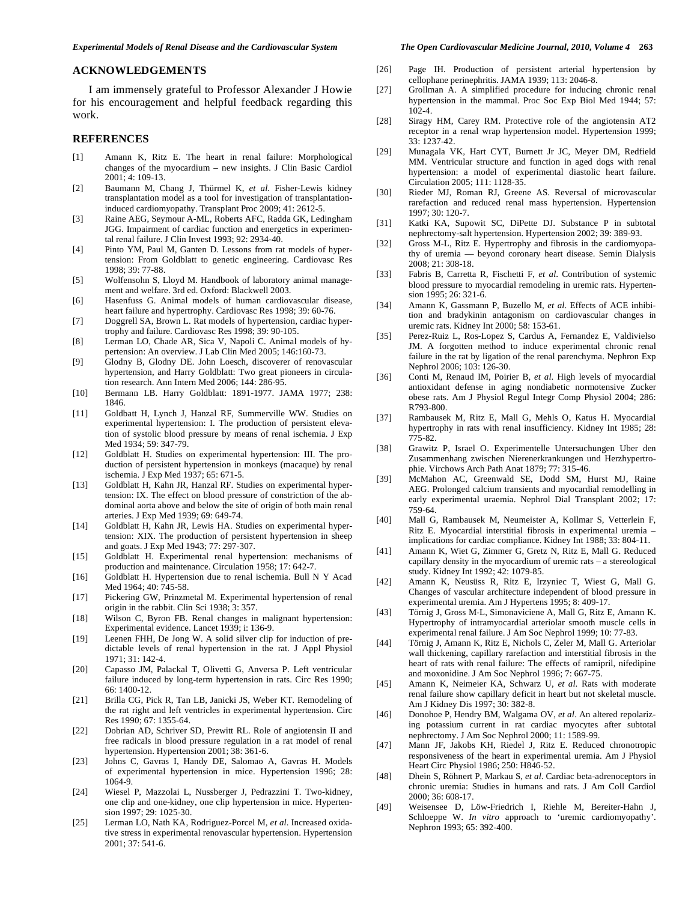## ACKNOWLEDGEMENTS

I am immensely grateful to Professor Alexander J Howie for his encouragement and helpful feedback regarding this work.

## REFERENCES

[1] Amann K, Ritz E. The heart in renal failure: Morphological changes of the myocardium – new insights. J Clin Basic Cardiol 2001; 4: 109-13.

[2] Baumann M, Chang J, Thürmel K, *et al.* Fisher-Lewis kidney transplantation model as a tool for investigation of transplantation-induced cardiomyopathy. Transplant Proc 2009; 41: 2612-5.

[3] Raine AEG, Seymour A-ML, Roberts AFC, Radda GK, Ledingham JGG. Impairment of cardiac function and energetics in experimental renal failure. J Clin Invest 1993; 92: 2934-40.

[4] Pinto YM, Paul M, Ganten D. Lessons from rat models of hypertension: From Goldblatt to genetic engineering. Cardiovasc Res 1998; 39: 77-88.

[5] Wolfensohn S, Lloyd M. Handbook of laboratory animal management and welfare. 3rd ed. Oxford: Blackwell 2003.

[6] Hasenfuss G. Animal models of human cardiovascular disease, heart failure and hypertrophy. Cardiovasc Res 1998; 39: 60-76.

[7] Doggrell SA, Brown L. Rat models of hypertension, cardiac hypertrophy and failure. Cardiovasc Res 1998; 39: 90-105.

[8] Lerman LO, Chade AR, Sica V, Napoli C. Animal models of hypertension: An overview. J Lab Clin Med 2005; 146:160-73.

[9] Glodny B, Glodny DE. John Loesch, discoverer of renovascular hypertension, and Harry Goldblatt: Two great pioneers in circulation research. Ann Intern Med 2006; 144: 286-95.

[10] Bermann LB. Harry Goldblatt: 1891-1977. JAMA 1977; 238: 1846.

[11] Goldbatt H, Lynch J, Hanzal RF, Summerville WW. Studies on experimental hypertension: I. The production of persistent elevation of systolic blood pressure by means of renal ischemia. J Exp Med 1934; 59: 347-79.

[12] Goldblatt H. Studies on experimental hypertension: III. The production of persistent hypertension in monkeys (macaque) by renal ischemia. J Exp Med 1937; 65: 671-5.

[13] Goldblatt H, Kahn JR, Hanzal RF. Studies on experimental hypertension: IX. The effect on blood pressure of constriction of the abdominal aorta above and below the site of origin of both main renal arteries. J Exp Med 1939; 69: 649-74.

[14] Goldblatt H, Kahn JR, Lewis HA. Studies on experimental hypertension: XIX. The production of persistent hypertension in sheep and goats. J Exp Med 1943; 77: 297-307.

[15] Goldblatt H. Experimental renal hypertension: mechanisms of production and maintenance. Circulation 1958; 17: 642-7.

[16] Goldblatt H. Hypertension due to renal ischemia. Bull N Y Acad Med 1964; 40: 745-58.

[17] Pickering GW, Prinzmetal M. Experimental hypertension of renal origin in the rabbit. Clin Sci 1938; 3: 357.

[18] Wilson C, Byron FB. Renal changes in malignant hypertension: Experimental evidence. Lancet 1939; i: 136-9.

[19] Leenen FHH, De Jong W. A solid silver clip for induction of predictable levels of renal hypertension in the rat. J Appl Physiol 1971; 31: 142-4.

[20] Capasso JM, Palackal T, Olivetti G, Anversa P. Left ventricular failure induced by long-term hypertension in rats. Circ Res 1990; 66: 1400-12.

[21] Brilla CG, Pick R, Tan LB, Janicki JS, Weber KT. Remodeling of the rat right and left ventricles in experimental hypertension. Circ Res 1990; 67: 1355-64.

[22] Dobrian AD, Schriver SD, Prewitt RL. Role of angiotensin II and free radicals in blood pressure regulation in a rat model of renal hypertension. Hypertension 2001; 38: 361-6.

[23] Johns C, Gavras I, Handy DE, Salomao A, Gavras H. Models of experimental hypertension in mice. Hypertension 1996; 28: 1064-9.

[24] Wiesel P, Mazzolai L, Nussberger J, Pedrazzini T. Two-kidney, one clip and one-kidney, one clip hypertension in mice. Hypertension 1997; 29: 1025-30.

[25] Lerman LO, Nath KA, Rodriguez-Porcel M, *et al*. Increased oxidative stress in experimental renovascular hypertension. Hypertension 2001; 37: 541-6.

[26] Page IH. Production of persistent arterial hypertension by cellophane perinephritis. JAMA 1939; 113: 2046-8.

[27] Grollman A. A simplified procedure for inducing chronic renal hypertension in the mammal. Proc Soc Exp Biol Med 1944; 57: 102-4.

[28] Siragy HM, Carey RM. Protective role of the angiotensin AT2 receptor in a renal wrap hypertension model. Hypertension 1999; 33: 1237-42.

[29] Munagala VK, Hart CYT, Burnett Jr JC, Meyer DM, Redfield MM. Ventricular structure and function in aged dogs with renal hypertension: a model of experimental diastolic heart failure. Circulation 2005; 111: 1128-35.

[30] Rieder MJ, Roman RJ, Greene AS. Reversal of microvascular rarefaction and reduced renal mass hypertension. Hypertension 1997; 30: 120-7.

[31] Katki KA, Supowit SC, DiPette DJ. Substance P in subtotal nephrectomy-salt hypertension. Hypertension 2002; 39: 389-93.

[32] Gross M-L, Ritz E. Hypertrophy and fibrosis in the cardiomyopathy of uremia — beyond coronary heart disease. Semin Dialysis 2008; 21: 308-18.

[33] Fabris B, Carretta R, Fischetti F, *et al.* Contribution of systemic blood pressure to myocardial remodeling in uremic rats. Hypertension 1995; 26: 321-6.

[34] Amann K, Gassmann P, Buzello M, *et al*. Effects of ACE inhibition and bradykinin antagonism on cardiovascular changes in uremic rats. Kidney Int 2000; 58: 153-61.

[35] Perez-Ruiz L, Ros-Lopez S, Cardus A, Fernandez E, Valdivielso JM. A forgotten method to induce experimental chronic renal failure in the rat by ligation of the renal parenchyma. Nephron Exp Nephrol 2006; 103: 126-30.

[36] Conti M, Renaud IM, Poirier B, *et al.* High levels of myocardial antioxidant defense in aging nondiabetic normotensive Zucker obese rats. Am J Physiol Regul Integr Comp Physiol 2004; 286: R793-800.

[37] Rambausek M, Ritz E, Mall G, Mehls O, Katus H. Myocardial hypertrophy in rats with renal insufficiency. Kidney Int 1985; 28: 775-82.

[38] Grawitz P, Israel O. Experimentelle Untersuchungen Uber den Zusammenhang zwischen Nierenerkrankungen und Herzhypertrophie. Virchows Arch Path Anat 1879; 77: 315-46.

[39] McMahon AC, Greenwald SE, Dodd SM, Hurst MJ, Raine AEG. Prolonged calcium transients and myocardial remodelling in early experimental uraemia. Nephrol Dial Transplant 2002; 17: 759-64.

[40] Mall G, Rambausek M, Neumeister A, Kollmar S, Vetterlein F, Ritz E. Myocardial interstitial fibrosis in experimental uremia – implications for cardiac compliance. Kidney Int 1988; 33: 804-11.

[41] Amann K, Wiet G, Zimmer G, Gretz N, Ritz E, Mall G. Reduced capillary density in the myocardium of uremic rats – a stereological study. Kidney Int 1992; 42: 1079-85.

[42] Amann K, Neusüss R, Ritz E, Irzyniec T, Wiest G, Mall G. Changes of vascular architecture independent of blood pressure in experimental uremia. Am J Hypertens 1995; 8: 409-17.

[43] Törnig J, Gross M-L, Simonaviciene A, Mall G, Ritz E, Amann K. Hypertrophy of intramyocardial arteriolar smooth muscle cells in experimental renal failure. J Am Soc Nephrol 1999; 10: 77-83.

[44] Törnig J, Amann K, Ritz E, Nichols C, Zeler M, Mall G. Arteriolar wall thickening, capillary rarefaction and interstitial fibrosis in the heart of rats with renal failure: The effects of ramipril, nifedipine and moxonidine. J Am Soc Nephrol 1996; 7: 667-75.

[45] Amann K, Neimeier KA, Schwarz U, *et al.* Rats with moderate renal failure show capillary deficit in heart but not skeletal muscle. Am J Kidney Dis 1997; 30: 382-8.

[46] Donohoe P, Hendry BM, Walgama OV, *et al*. An altered repolarizing potassium current in rat cardiac myocytes after subtotal nephrectomy. J Am Soc Nephrol 2000; 11: 1589-99.

[47] Mann JF, Jakobs KH, Riedel J, Ritz E. Reduced chronotropic responsiveness of the heart in experimental uremia. Am J Physiol Heart Circ Physiol 1986; 250: H846-52.

[48] Dhein S, Röhnert P, Markau S, *et al*. Cardiac beta-adrenoceptors in chronic uremia: Studies in humans and rats. J Am Coll Cardiol 2000; 36: 608-17.

[49] Weisensee D, Löw-Friedrich I, Riehle M, Bereiter-Hahn J, Schloeppe W. *In vitro* approach to 'uremic cardiomyopathy'. Nephron 1993; 65: 392-400.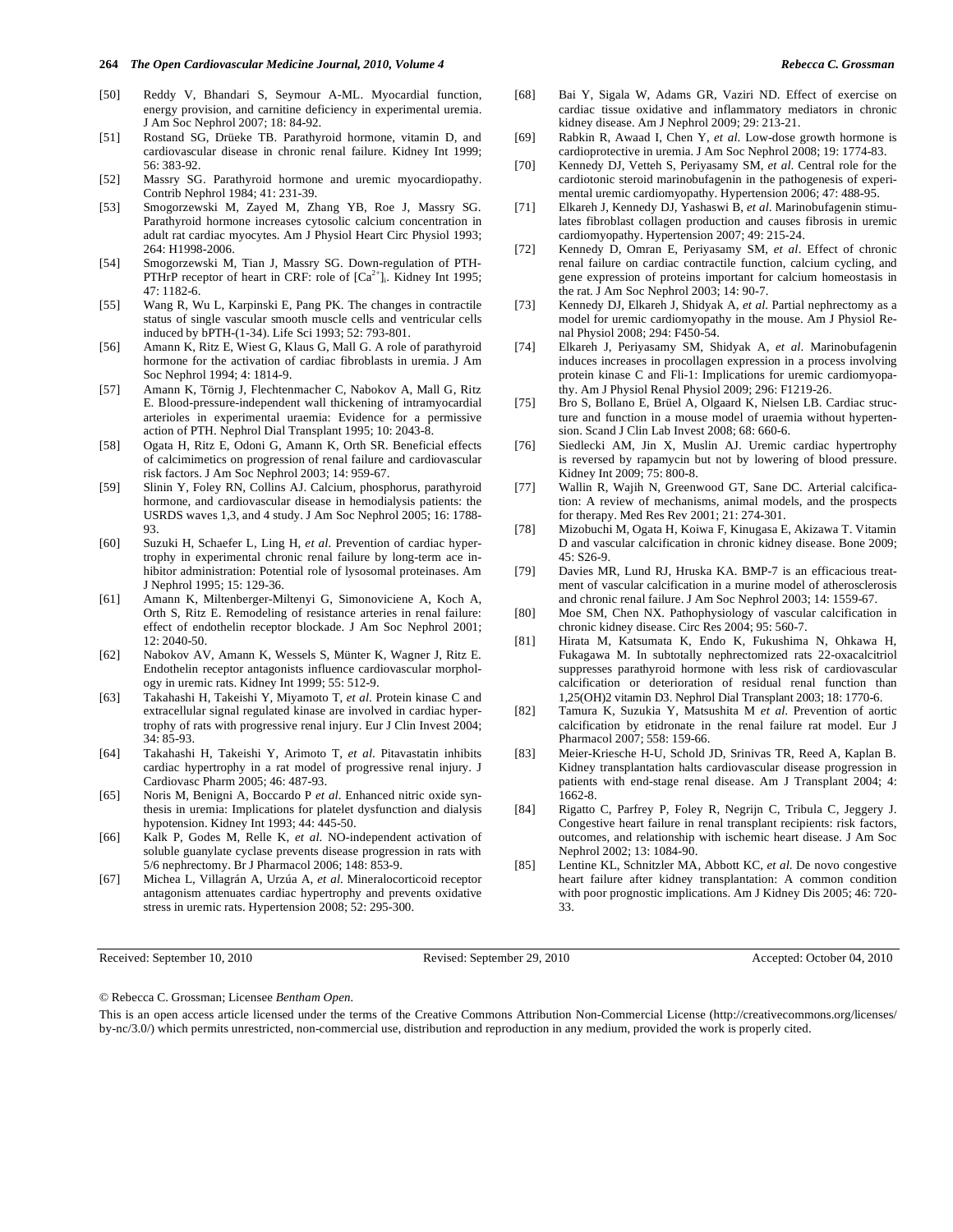[50] Reddy V, Bhandari S, Seymour A-ML. Myocardial function, energy provision, and carnitine deficiency in experimental uremia. J Am Soc Nephrol 2007; 18: 84-92.

[51] Rostand SG, Drüeke TB. Parathyroid hormone, vitamin D, and cardiovascular disease in chronic renal failure. Kidney Int 1999; 56: 383-92.

[52] Massry SG. Parathyroid hormone and uremic myocardiopathy. Contrib Nephrol 1984; 41: 231-39.

[53] Smogorzewski M, Zayed M, Zhang YB, Roe J, Massry SG. Parathyroid hormone increases cytosolic calcium concentration in adult rat cardiac myocytes. Am J Physiol Heart Circ Physiol 1993; 264: H1998-2006.

[54] Smogorzewski M, Tian J, Massry SG. Down-regulation of PTH-PTHrP receptor of heart in CRF: role of $[Ca^{2+}]_i$. Kidney Int 1995; 47: 1182-6.

[55] Wang R, Wu L, Karpinski E, Pang PK. The changes in contractile status of single vascular smooth muscle cells and ventricular cells induced by bPTH-(1-34). Life Sci 1993; 52: 793-801.

[56] Amann K, Ritz E, Wiest G, Klaus G, Mall G. A role of parathyroid hormone for the activation of cardiac fibroblasts in uremia. J Am Soc Nephrol 1994; 4: 1814-9.

[57] Amann K, Törnig J, Flechtenmacher C, Nabokov A, Mall G, Ritz E. Blood-pressure-independent wall thickening of intramyocardial arterioles in experimental uraemia: Evidence for a permissive action of PTH. Nephrol Dial Transplant 1995; 10: 2043-8.

[58] Ogata H, Ritz E, Odoni G, Amann K, Orth SR. Beneficial effects of calcimimetics on progression of renal failure and cardiovascular risk factors. J Am Soc Nephrol 2003; 14: 959-67.

[59] Slinin Y, Foley RN, Collins AJ. Calcium, phosphorus, parathyroid hormone, and cardiovascular disease in hemodialysis patients: the USRDS waves 1,3, and 4 study. J Am Soc Nephrol 2005; 16: 1788-93.

[60] Suzuki H, Schaefer L, Ling H, *et al*. Prevention of cardiac hypertrophy in experimental chronic renal failure by long-term ace inhibitor administration: Potential role of lysosomal proteinases. Am J Nephrol 1995; 15: 129-36.

[61] Amann K, Miltenberger-Miltenyi G, Simonoviciene A, Koch A, Orth S, Ritz E. Remodeling of resistance arteries in renal failure: effect of endothelin receptor blockade. J Am Soc Nephrol 2001; 12: 2040-50.

[62] Nabokov AV, Amann K, Wessels S, Münter K, Wagner J, Ritz E. Endothelin receptor antagonists influence cardiovascular morphology in uremic rats. Kidney Int 1999; 55: 512-9.

[63] Takahashi H, Takeishi Y, Miyamoto T, *et al*. Protein kinase C and extracellular signal regulated kinase are involved in cardiac hypertrophy of rats with progressive renal injury. Eur J Clin Invest 2004; 34: 85-93.

[64] Takahashi H, Takeishi Y, Arimoto T, *et al*. Pitavastatin inhibits cardiac hypertrophy in a rat model of progressive renal injury. J Cardiovasc Pharm 2005; 46: 487-93.

[65] Noris M, Benigni A, Boccardo P *et al*. Enhanced nitric oxide synthesis in uremia: Implications for platelet dysfunction and dialysis hypotension. Kidney Int 1993; 44: 445-50.

[66] Kalk P, Godes M, Relle K, *et al*. NO-independent activation of soluble guanylate cyclase prevents disease progression in rats with 5/6 nephrectomy. Br J Pharmacol 2006; 148: 853-9.

[67] Michea L, Villagrán A, Urzúa A, *et al*. Mineralocorticoid receptor antagonism attenuates cardiac hypertrophy and prevents oxidative stress in uremic rats. Hypertension 2008; 52: 295-300.

[68] Bai Y, Sigala W, Adams GR, Vaziri ND. Effect of exercise on cardiac tissue oxidative and inflammatory mediators in chronic kidney disease. Am J Nephrol 2009; 29: 213-21.

[69] Rabkin R, Awaad I, Chen Y, *et al*. Low-dose growth hormone is cardioprotective in uremia. J Am Soc Nephrol 2008; 19: 1774-83.

[70] Kennedy DJ, Vetteh S, Periyasamy SM, *et al*. Central role for the cardiotonic steroid marinobufagenin in the pathogenesis of experimental uremic cardiomyopathy. Hypertension 2006; 47: 488-95.

[71] Elkareh J, Kennedy DJ, Yashaswi B, *et al*. Marinobufagenin stimulates fibroblast collagen production and causes fibrosis in uremic cardiomyopathy. Hypertension 2007; 49: 215-24.

[72] Kennedy D, Omran E, Periyasamy SM, *et al*. Effect of chronic renal failure on cardiac contractile function, calcium cycling, and gene expression of proteins important for calcium homeostasis in the rat. J Am Soc Nephrol 2003; 14: 90-7.

[73] Kennedy DJ, Elkareh J, Shidyak A, *et al*. Partial nephrectomy as a model for uremic cardiomyopathy in the mouse. Am J Physiol Renal Physiol 2008; 294: F450-54.

[74] Elkareh J, Periyasamy SM, Shidyak A, *et al*. Marinobufagenin induces increases in procollagen expression in a process involving protein kinase C and Fli-1: Implications for uremic cardiomyopathy. Am J Physiol Renal Physiol 2009; 296: F1219-26.

[75] Bro S, Bollano E, Brüel A, Olgaard K, Nielsen LB. Cardiac structure and function in a mouse model of uraemia without hypertension. Scand J Clin Lab Invest 2008; 68: 660-6.

[76] Siedlecki AM, Jin X, Muslin AJ. Uremic cardiac hypertrophy is reversed by rapamycin but not by lowering of blood pressure. Kidney Int 2009; 75: 800-8.

[77] Wallin R, Wajih N, Greenwood GT, Sane DC. Arterial calcification: A review of mechanisms, animal models, and the prospects for therapy. Med Res Rev 2001; 21: 274-301.

[78] Mizobuchi M, Ogata H, Koiwa F, Kinugasa E, Akizawa T. Vitamin D and vascular calcification in chronic kidney disease. Bone 2009; 45: S26-9.

[79] Davies MR, Lund RJ, Hruska KA. BMP-7 is an efficacious treatment of vascular calcification in a murine model of atherosclerosis and chronic renal failure. J Am Soc Nephrol 2003; 14: 1559-67.

[80] Moe SM, Chen NX. Pathophysiology of vascular calcification in chronic kidney disease. Circ Res 2004; 95: 560-7.

[81] Hirata M, Katsumata K, Endo K, Fukushima N, Ohkawa H, Fukagawa M. In subtotally nephrectomized rats 22-oxacalcitriol suppresses parathyroid hormone with less risk of cardiovascular calcification or deterioration of residual renal function than 1,25(OH)2 vitamin D3. Nephrol Dial Transplant 2003; 18: 1770-6.

[82] Tamura K, Suzukia Y, Matsushita M *et al*. Prevention of aortic calcification by etidronate in the renal failure rat model. Eur J Pharmacol 2007; 558: 159-66.

[83] Meier-Kriesche H-U, Schold JD, Srinivas TR, Reed A, Kaplan B. Kidney transplantation halts cardiovascular disease progression in patients with end-stage renal disease. Am J Transplant 2004; 4: 1662-8.

[84] Rigatto C, Parfrey P, Foley R, Negrijn C, Tribula C, Jeggery J. Congestive heart failure in renal transplant recipients: risk factors, outcomes, and relationship with ischemic heart disease. J Am Soc Nephrol 2002; 13: 1084-90.

[85] Lentine KL, Schnitzler MA, Abbott KC, *et al*. De novo congestive heart failure after kidney transplantation: A common condition with poor prognostic implications. Am J Kidney Dis 2005; 46: 720-33.

---

Received: September 10, 2010 Revised: September 29, 2010 Accepted: October 04, 2010

© Rebecca C. Grossman; Licensee *Bentham Open*.

This is an open access article licensed under the terms of the Creative Commons Attribution Non-Commercial License (http://creativecommons.org/licenses/by-nc/3.0/) which permits unrestricted, non-commercial use, distribution and reproduction in any medium, provided the work is properly cited.